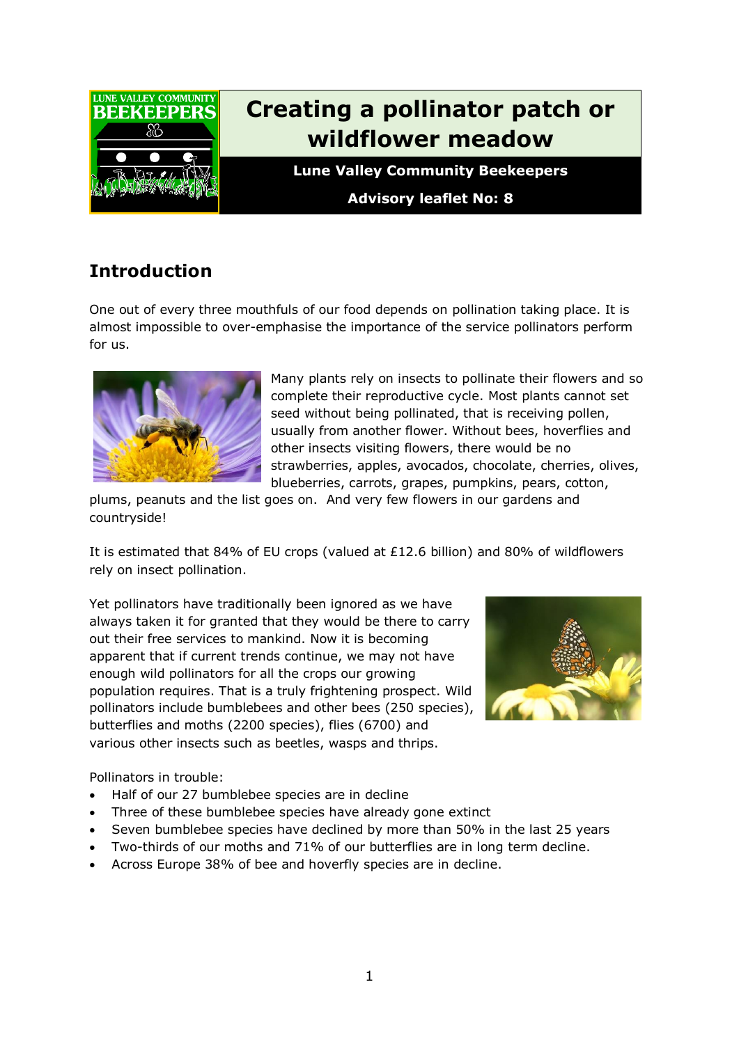# Creating a pollinator patch or wildflower meadow

**Lune Valley Community Beekeepers**

**Advisory leaflet No: 8**

## Introduction

One out of every three mouthfuls of our food depends on pollination taking place. It is almost impossible to over-emphasise the importance of the service pollinators perform for us.

Many plants rely on insects to pollinate their flowers and so complete their reproductive cycle. Most plants cannot set seed without being pollinated, that is receiving pollen, usually from another flower. Without bees, hoverflies and other insects visiting flowers, there would be no strawberries, apples, avocados, chocolate, cherries, olives, blueberries, carrots, grapes, pumpkins, pears, cotton, plums, peanuts and the list goes on. And very few flowers in our gardens and countryside!

It is estimated that 84% of EU crops (valued at £12.6 billion) and 80% of wildflowers rely on insect pollination.

Yet pollinators have traditionally been ignored as we have always taken it for granted that they would be there to carry out their free services to mankind. Now it is becoming apparent that if current trends continue, we may not have enough wild pollinators for all the crops our growing population requires. That is a truly frightening prospect. Wild pollinators include bumblebees and other bees (250 species), butterflies and moths (2200 species), flies (6700) and various other insects such as beetles, wasps and thrips.

Pollinators in trouble:

- Half of our 27 bumblebee species are in decline
- Three of these bumblebee species have already gone extinct
- Seven bumblebee species have declined by more than 50% in the last 25 years
- Two-thirds of our moths and 71% of our butterflies are in long term decline.
- Across Europe 38% of bee and hoverfly species are in decline.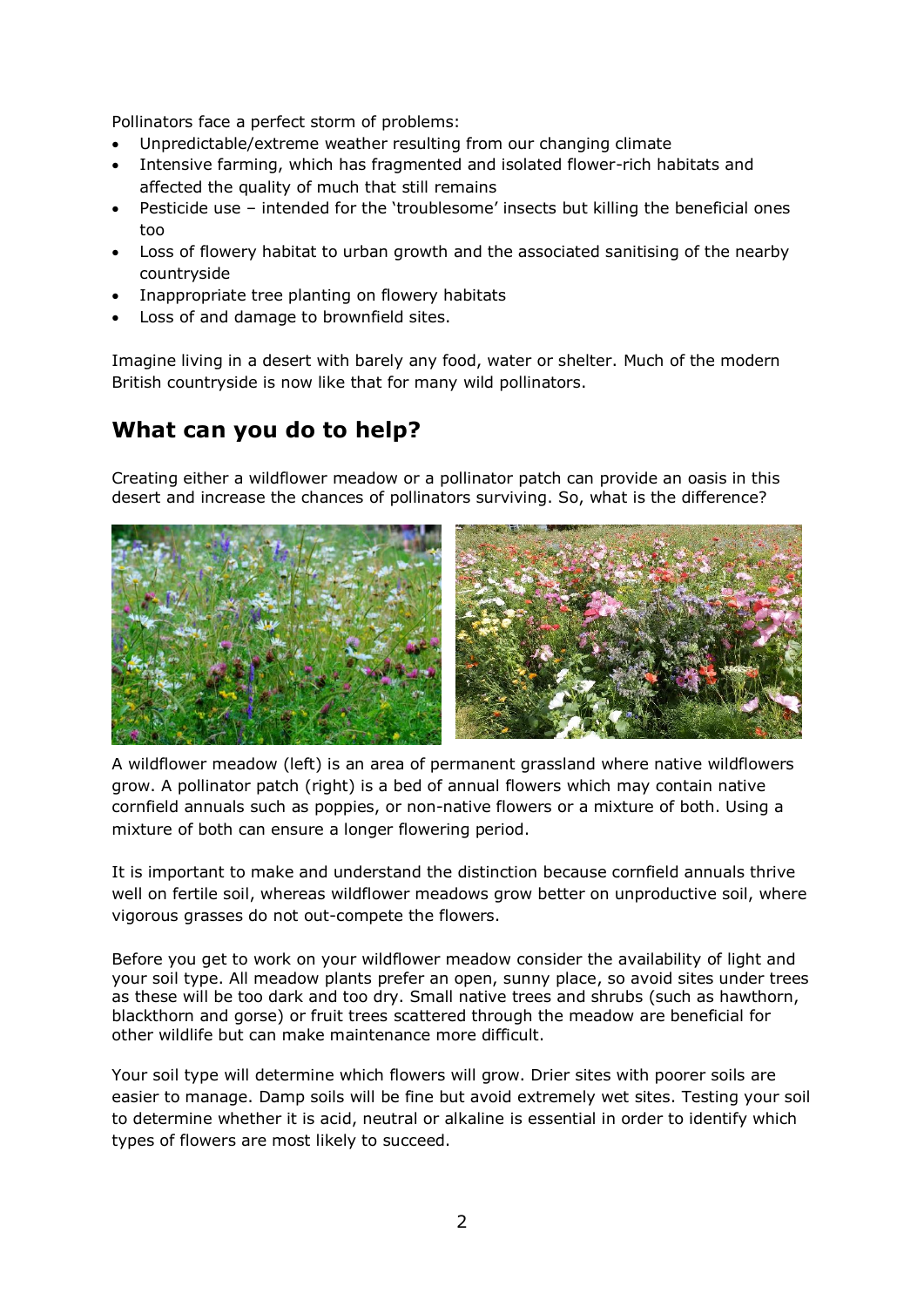Pollinators face a perfect storm of problems:

- Unpredictable/extreme weather resulting from our changing climate
- Intensive farming, which has fragmented and isolated flower-rich habitats and affected the quality of much that still remains
- Pesticide use – intended for the 'troublesome' insects but killing the beneficial ones too
- Loss of flowery habitat to urban growth and the associated sanitising of the nearby countryside
- Inappropriate tree planting on flowery habitats
- Loss of and damage to brownfield sites.

Imagine living in a desert with barely any food, water or shelter. Much of the modern British countryside is now like that for many wild pollinators.

## What can you do to help?

Creating either a wildflower meadow or a pollinator patch can provide an oasis in this desert and increase the chances of pollinators surviving. So, what is the difference?

A wildflower meadow (left) is an area of permanent grassland where native wildflowers grow. A pollinator patch (right) is a bed of annual flowers which may contain native cornfield annuals such as poppies, or non-native flowers or a mixture of both. Using a mixture of both can ensure a longer flowering period.

It is important to make and understand the distinction because cornfield annuals thrive well on fertile soil, whereas wildflower meadows grow better on unproductive soil, where vigorous grasses do not out-compete the flowers.

Before you get to work on your wildflower meadow consider the availability of light and your soil type. All meadow plants prefer an open, sunny place, so avoid sites under trees as these will be too dark and too dry. Small native trees and shrubs (such as hawthorn, blackthorn and gorse) or fruit trees scattered through the meadow are beneficial for other wildlife but can make maintenance more difficult.

Your soil type will determine which flowers will grow. Drier sites with poorer soils are easier to manage. Damp soils will be fine but avoid extremely wet sites. Testing your soil to determine whether it is acid, neutral or alkaline is essential in order to identify which types of flowers are most likely to succeed.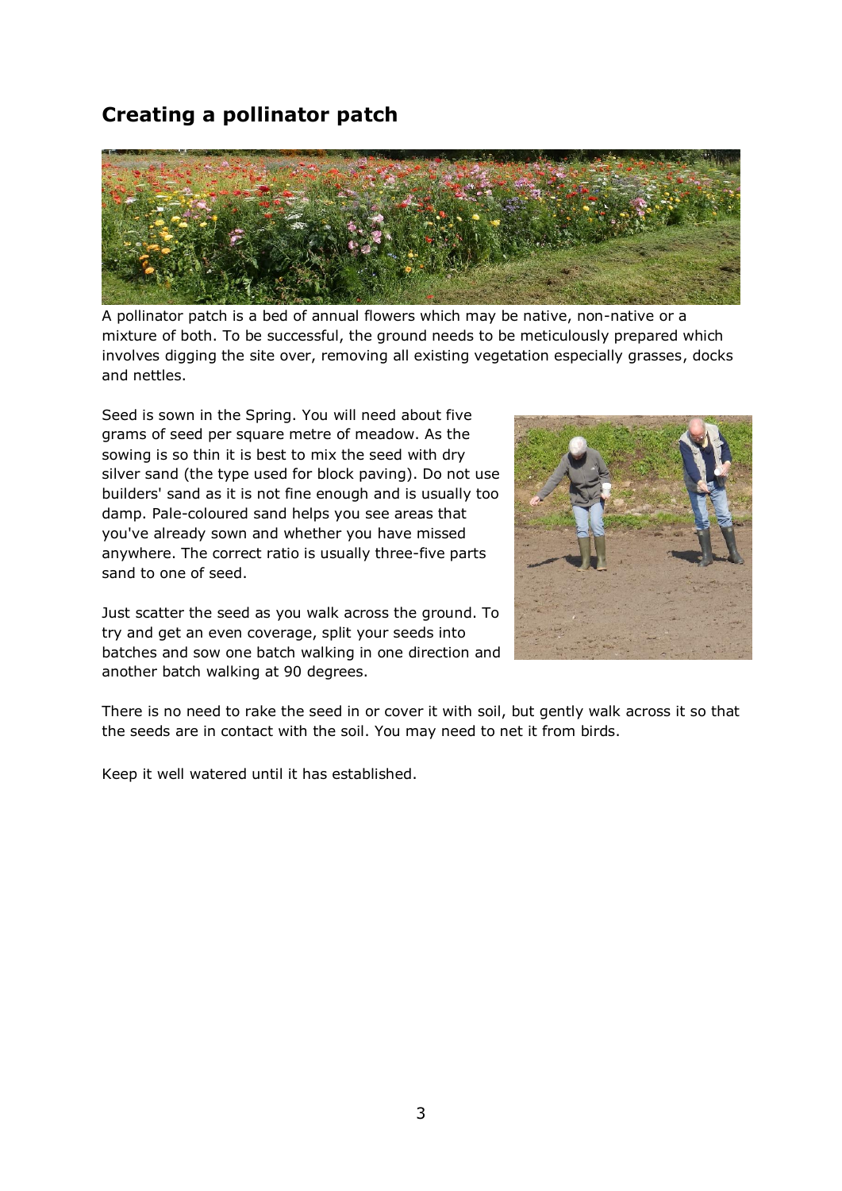## Creating a pollinator patch

A pollinator patch is a bed of annual flowers which may be native, non-native or a mixture of both. To be successful, the ground needs to be meticulously prepared which involves digging the site over, removing all existing vegetation especially grasses, docks and nettles.

Seed is sown in the Spring. You will need about five grams of seed per square metre of meadow. As the sowing is so thin it is best to mix the seed with dry silver sand (the type used for block paving). Do not use builders' sand as it is not fine enough and is usually too damp. Pale-coloured sand helps you see areas that you've already sown and whether you have missed anywhere. The correct ratio is usually three-five parts sand to one of seed.

Just scatter the seed as you walk across the ground. To try and get an even coverage, split your seeds into batches and sow one batch walking in one direction and another batch walking at 90 degrees.

There is no need to rake the seed in or cover it with soil, but gently walk across it so that the seeds are in contact with the soil. You may need to net it from birds.

Keep it well watered until it has established.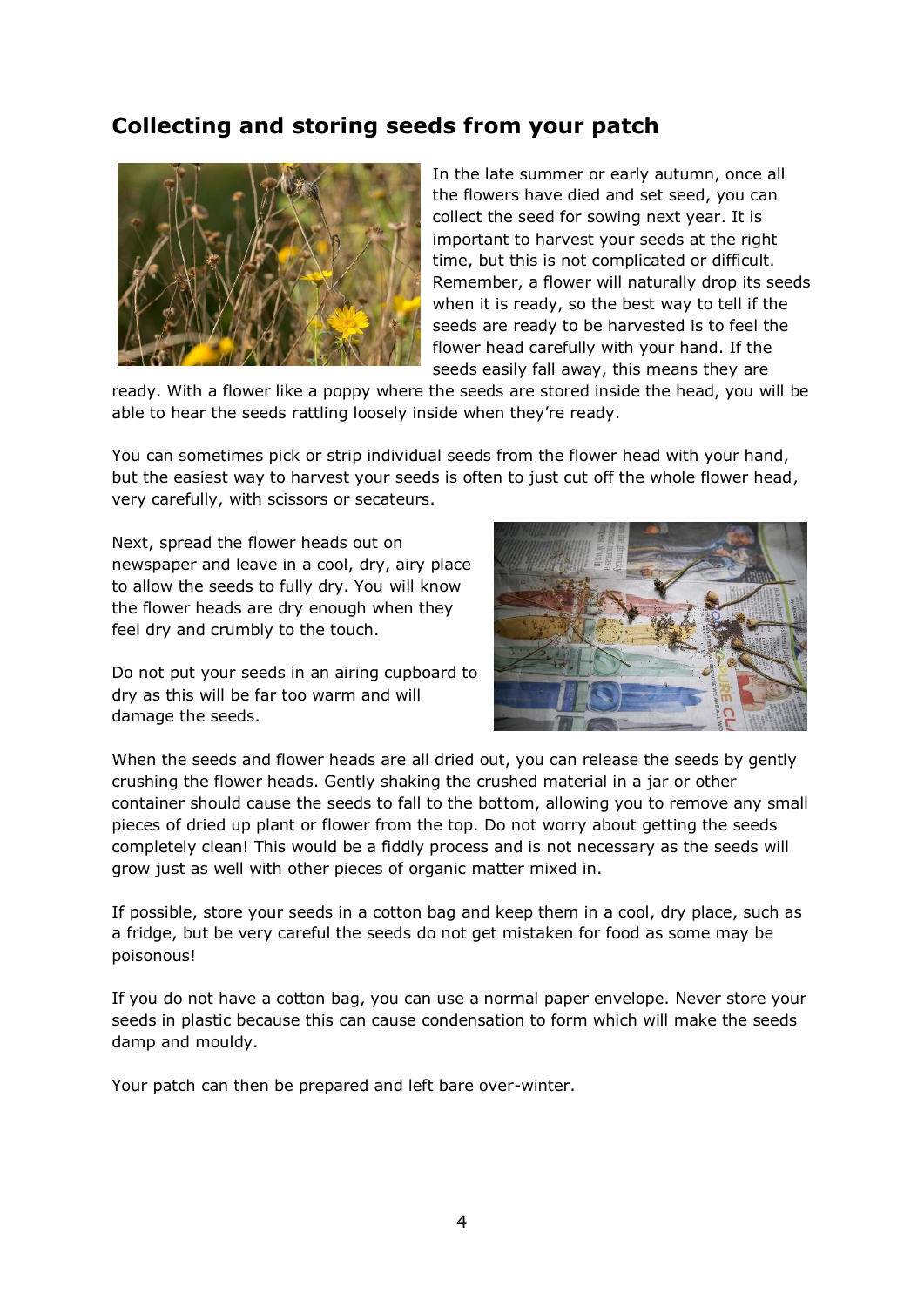## Collecting and storing seeds from your patch

In the late summer or early autumn, once all the flowers have died and set seed, you can collect the seed for sowing next year. It is important to harvest your seeds at the right time, but this is not complicated or difficult. Remember, a flower will naturally drop its seeds when it is ready, so the best way to tell if the seeds are ready to be harvested is to feel the flower head carefully with your hand. If the seeds easily fall away, this means they are ready. With a flower like a poppy where the seeds are stored inside the head, you will be able to hear the seeds rattling loosely inside when they're ready.

You can sometimes pick or strip individual seeds from the flower head with your hand, but the easiest way to harvest your seeds is often to just cut off the whole flower head, very carefully, with scissors or secateurs.

Next, spread the flower heads out on newspaper and leave in a cool, dry, airy place to allow the seeds to fully dry. You will know the flower heads are dry enough when they feel dry and crumbly to the touch.

Do not put your seeds in an airing cupboard to dry as this will be far too warm and will damage the seeds.

When the seeds and flower heads are all dried out, you can release the seeds by gently crushing the flower heads. Gently shaking the crushed material in a jar or other container should cause the seeds to fall to the bottom, allowing you to remove any small pieces of dried up plant or flower from the top. Do not worry about getting the seeds completely clean! This would be a fiddly process and is not necessary as the seeds will grow just as well with other pieces of organic matter mixed in.

If possible, store your seeds in a cotton bag and keep them in a cool, dry place, such as a fridge, but be very careful the seeds do not get mistaken for food as some may be poisonous!

If you do not have a cotton bag, you can use a normal paper envelope. Never store your seeds in plastic because this can cause condensation to form which will make the seeds damp and mouldy.

Your patch can then be prepared and left bare over-winter.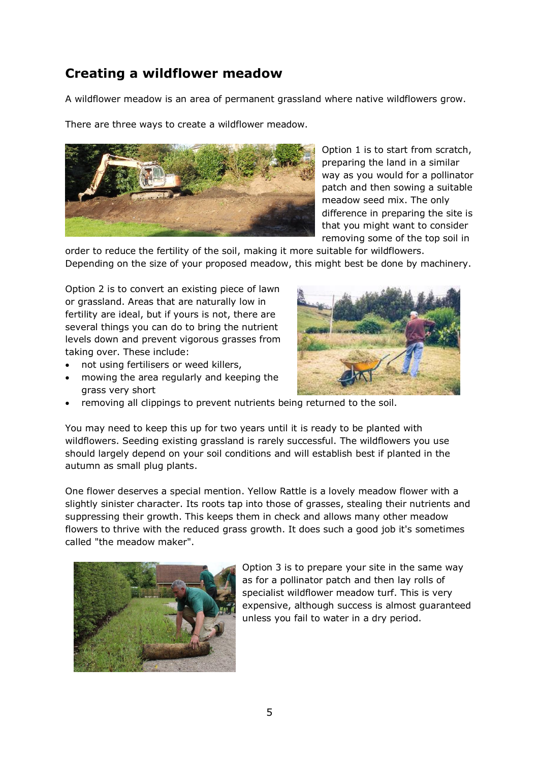## Creating a wildflower meadow

A wildflower meadow is an area of permanent grassland where native wildflowers grow.

There are three ways to create a wildflower meadow.

Option 1 is to start from scratch, preparing the land in a similar way as you would for a pollinator patch and then sowing a suitable meadow seed mix. The only difference in preparing the site is that you might want to consider removing some of the top soil in order to reduce the fertility of the soil, making it more suitable for wildflowers. Depending on the size of your proposed meadow, this might best be done by machinery.

Option 2 is to convert an existing piece of lawn or grassland. Areas that are naturally low in fertility are ideal, but if yours is not, there are several things you can do to bring the nutrient levels down and prevent vigorous grasses from taking over. These include:

- not using fertilisers or weed killers,
- mowing the area regularly and keeping the grass very short
- removing all clippings to prevent nutrients being returned to the soil.

You may need to keep this up for two years until it is ready to be planted with wildflowers. Seeding existing grassland is rarely successful. The wildflowers you use should largely depend on your soil conditions and will establish best if planted in the autumn as small plug plants.

One flower deserves a special mention. Yellow Rattle is a lovely meadow flower with a slightly sinister character. Its roots tap into those of grasses, stealing their nutrients and suppressing their growth. This keeps them in check and allows many other meadow flowers to thrive with the reduced grass growth. It does such a good job it's sometimes called "the meadow maker".

Option 3 is to prepare your site in the same way as for a pollinator patch and then lay rolls of specialist wildflower meadow turf. This is very expensive, although success is almost guaranteed unless you fail to water in a dry period.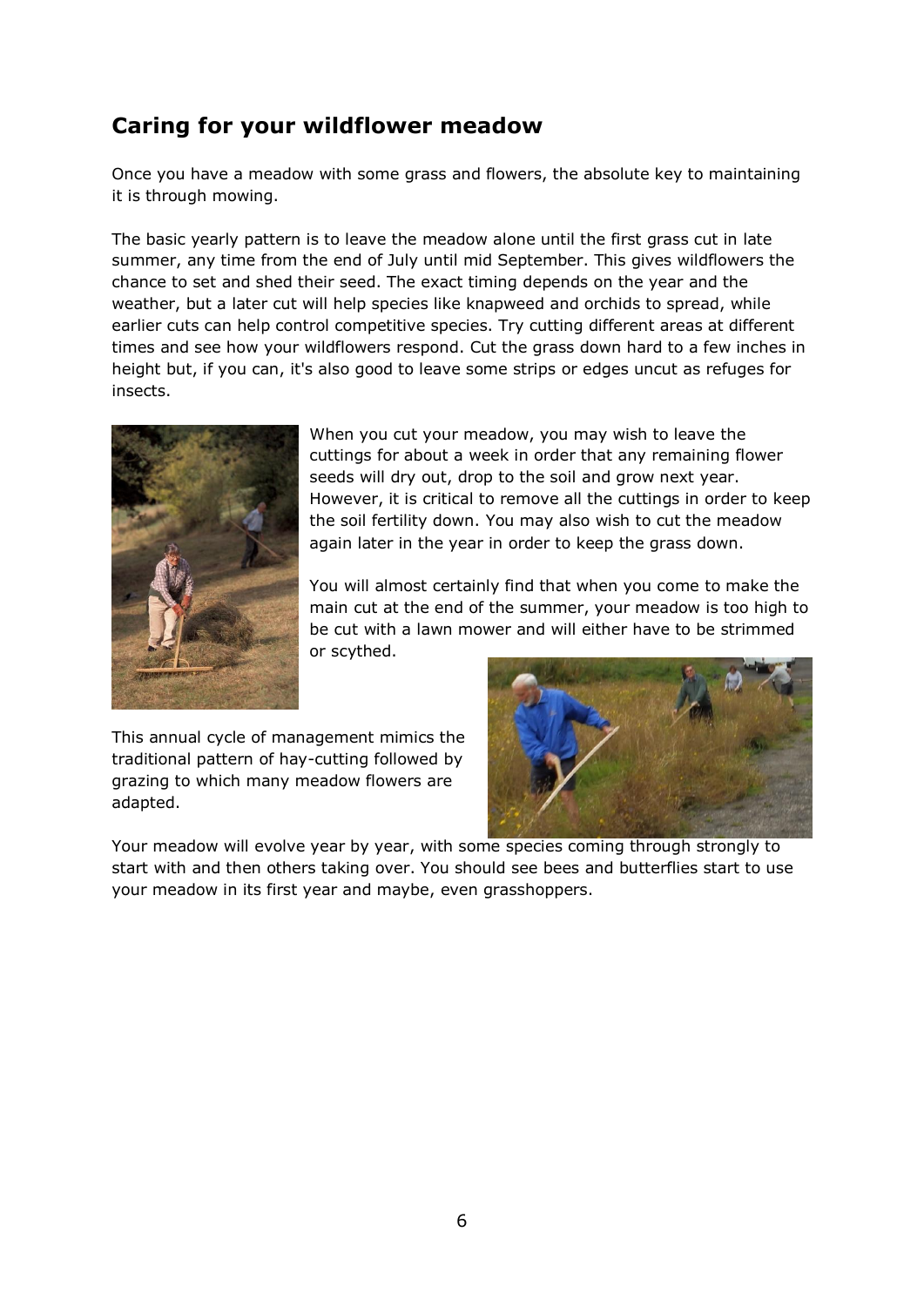## Caring for your wildflower meadow

Once you have a meadow with some grass and flowers, the absolute key to maintaining it is through mowing.

The basic yearly pattern is to leave the meadow alone until the first grass cut in late summer, any time from the end of July until mid September. This gives wildflowers the chance to set and shed their seed. The exact timing depends on the year and the weather, but a later cut will help species like knapweed and orchids to spread, while earlier cuts can help control competitive species. Try cutting different areas at different times and see how your wildflowers respond. Cut the grass down hard to a few inches in height but, if you can, it's also good to leave some strips or edges uncut as refuges for insects.

When you cut your meadow, you may wish to leave the cuttings for about a week in order that any remaining flower seeds will dry out, drop to the soil and grow next year. However, it is critical to remove all the cuttings in order to keep the soil fertility down. You may also wish to cut the meadow again later in the year in order to keep the grass down.

You will almost certainly find that when you come to make the main cut at the end of the summer, your meadow is too high to be cut with a lawn mower and will either have to be strimmed or scythed.

This annual cycle of management mimics the traditional pattern of hay-cutting followed by grazing to which many meadow flowers are adapted.

Your meadow will evolve year by year, with some species coming through strongly to start with and then others taking over. You should see bees and butterflies start to use your meadow in its first year and maybe, even grasshoppers.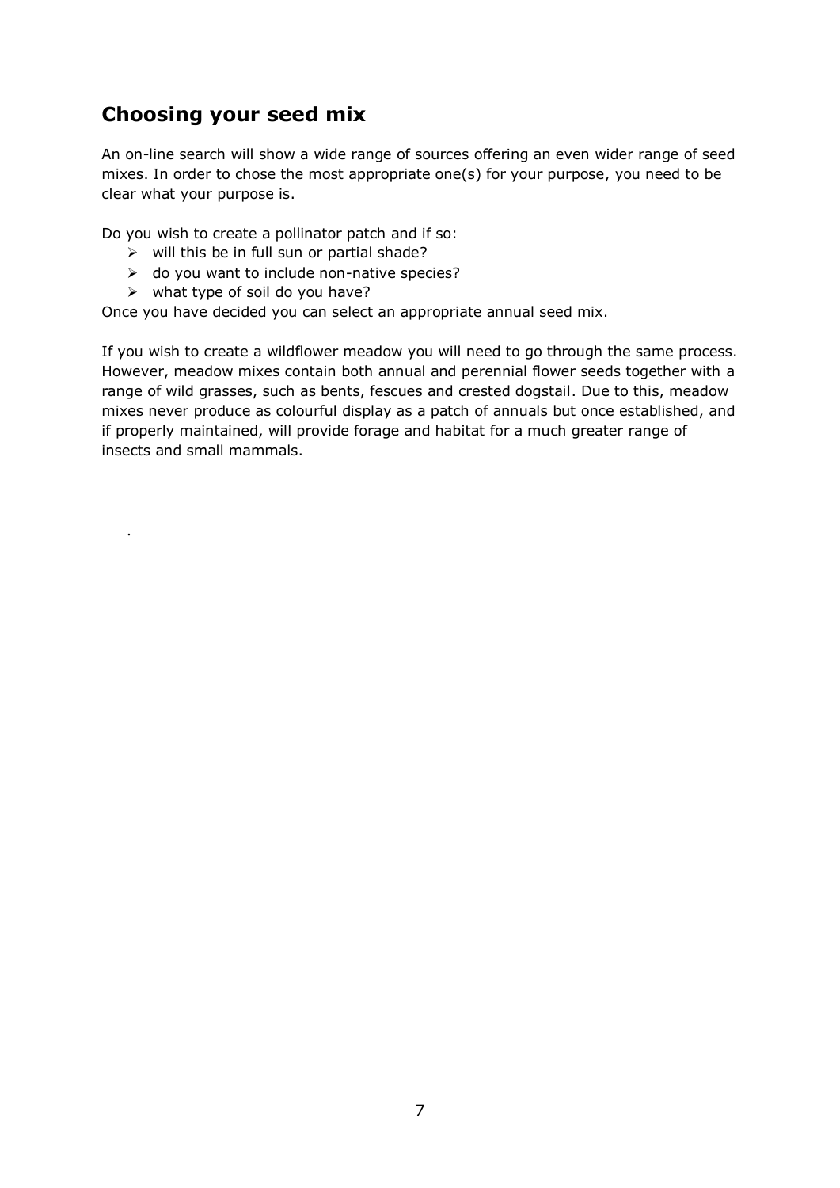## Choosing your seed mix

An on-line search will show a wide range of sources offering an even wider range of seed mixes. In order to chose the most appropriate one(s) for your purpose, you need to be clear what your purpose is.

Do you wish to create a pollinator patch and if so:

- will this be in full sun or partial shade?
- do you want to include non-native species?
- what type of soil do you have?

Once you have decided you can select an appropriate annual seed mix.

If you wish to create a wildflower meadow you will need to go through the same process. However, meadow mixes contain both annual and perennial flower seeds together with a range of wild grasses, such as bents, fescues and crested dogstail. Due to this, meadow mixes never produce as colourful display as a patch of annuals but once established, and if properly maintained, will provide forage and habitat for a much greater range of insects and small mammals.

.